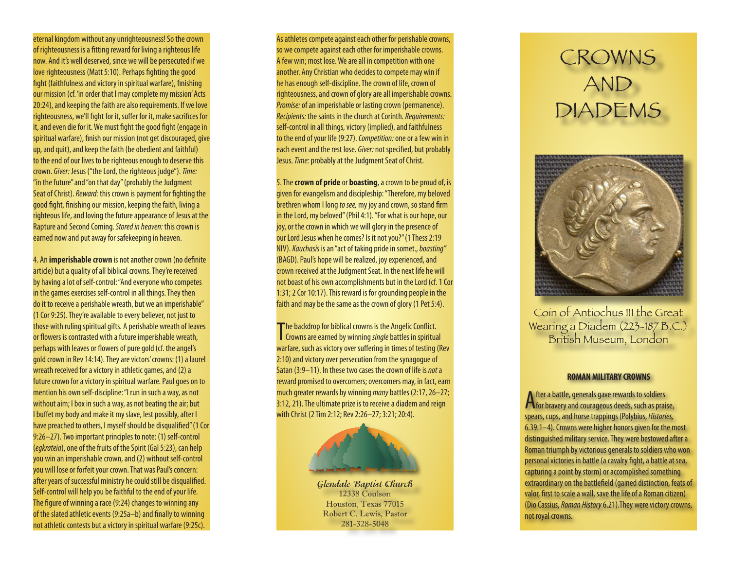eternal kingdom without any unrighteousness! So the crown of righteousness is a fitting reward for living a righteous life now. And it's well deserved, since we will be persecuted if we love righteousness (Matt 5:10). Perhaps fighting the good fight (faithfulness and victory in spiritual warfare), finishing our mission (cf. 'in order that I may complete my mission' Acts 20:24), and keeping the faith are also requirements. If we love righteousness, we'll fight for it, suffer for it, make sacrifices for it, and even die for it. We must fight the good fight (engage in spiritual warfare), finish our mission (not get discouraged, give up, and quit), and keep the faith (be obedient and faithful) to the end of our lives to be righteous enough to deserve this crown. *Giver:* Jesus ("the Lord, the righteous judge"). *Time:* "in the future" and "on that day" (probably the Judgment Seat of Christ). *Reward:* this crown is payment for fighting the good fight, finishing our mission, keeping the faith, living a righteous life, and loving the future appearance of Jesus at the Rapture and Second Coming. *Stored in heaven:* this crown is earned now and put away for safekeeping in heaven.

4. An **imperishable crown** is not another crown (no definite article) but a quality of all biblical crowns. They're received by having a lot of self-control: "And everyone who competes in the games exercises self-control in all things. They then do it to receive a perishable wreath, but we an imperishable" (1 Cor 9:25). They're available to every believer, not just to those with ruling spiritual gifts. A perishable wreath of leaves or flowers is contrasted with a future imperishable wreath, perhaps with leaves or flowers of pure gold (cf. the angel's gold crown in Rev 14:14). They are victors' crowns: (1) a laurel wreath received for a victory in athletic games, and (2) a future crown for a victory in spiritual warfare. Paul goes on to mention his own self-discipline: "I run in such a way, as not without aim; I box in such a way, as not beating the air; but I buffet my body and make it my slave, lest possibly, after I have preached to others, I myself should be disqualified" (1 Cor 9:26–27). Two important principles to note: (1) self-control (*egkrateia*), one of the fruits of the Spirit (Gal 5:23), can help you win an imperishable crown, and (2) without self-control you will lose or forfeit your crown. That was Paul's concern: after years of successful ministry he could still be disqualified. Self-control will help you be faithful to the end of your life. The figure of winning a race (9:24) changes to winning any of the slated athletic events (9:25a–b) and finally to winning not athletic contests but a victory in spiritual warfare (9:25c).

As athletes compete against each other for perishable crowns, so we compete against each other for imperishable crowns. A few win; most lose. We are all in competition with one another. Any Christian who decides to compete may win if he has enough self-discipline. The crown of life, crown of righteousness, and crown of glory are all imperishable crowns. *Promise:* of an imperishable or lasting crown (permanence). *Recipients:* the saints in the church at Corinth. *Requirements:* self-control in all things, victory (implied), and faithfulness to the end of your life (9:27). *Competition:* one or a few win in each event and the rest lose. *Giver:* not specified, but probably Jesus. *Time:* probably at the Judgment Seat of Christ.

5. The **crown of pride** or **boasting**, a crown to be proud of, is given for evangelism and discipleship: "Therefore, my beloved brethren whom I long *to see,* my joy and crown, so stand firm in the Lord, my beloved" (Phil 4:1). "For what is our hope, our joy, or the crown in which we will glory in the presence of our Lord Jesus when he comes? Is it not you?" (1 Thess 2:19 NIV). *Kauchasis* is an "act of taking pride in somet., *boasting"* (BAGD). Paul's hope will be realized, joy experienced, and crown received at the Judgment Seat. In the next life he will not boast of his own accomplishments but in the Lord (cf. 1 Cor 1:31; 2 Cor 10:17). This reward is for grounding people in the faith and may be the same as the crown of glory (1 Pet 5:4).

The backdrop for biblical crowns is the Angelic Conflict. Crowns are earned by winning *single* battles in spiritual warfare, such as victory over suffering in times of testing (Rev 2:10) and victory over persecution from the synagogue of Satan (3:9–11). In these two cases the crown of life is *not* a reward promised to overcomers; overcomers may, in fact, earn much greater rewards by winning *many* battles (2:17, 26–27; 3:12, 21). The ultimate prize is to receive a diadem and reign with Christ (2 Tim 2:12; Rev 2:26–27; 3:21; 20:4).

*Glendale Baptist Church*
12338 Coulson
Houston, Texas 77015
Robert C. Lewis, Pastor
281-328-5048

# CROWNS AND DIADEMS

Coin of Antiochus III the Great Wearing a Diadem (223-187 B.C.)
British Museum, London

### ROMAN MILITARY CROWNS

After a battle, generals gave rewards to soldiers for bravery and courageous deeds, such as praise, spears, cups, and horse trappings (Polybius, *Histories,* 6.39.1–4). Crowns were higher honors given for the most distinguished military service. They were bestowed after a Roman triumph by victorious generals to soldiers who won personal victories in battle (a cavalry fight, a battle at sea, capturing a point by storm) or accomplished something extraordinary on the battlefield (gained distinction, feats of valor, first to scale a wall, save the life of a Roman citizen) (Dio Cassius, *Roman History* 6.21).They were victory crowns, not royal crowns.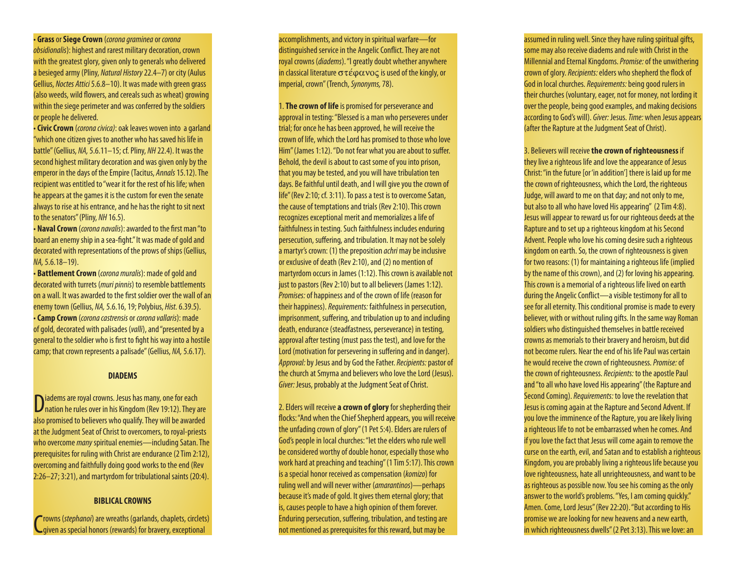• **Grass** or **Siege Crown** (*corona graminea* or *corona obsidionalis*): highest and rarest military decoration, crown with the greatest glory, given only to generals who delivered a besieged army (Pliny, *Natural History* 22.4–7) or city (Aulus Gellius, *Noctes Attici* 5.6.8–10). It was made with green grass (also weeds, wild flowers, and cereals such as wheat) growing within the siege perimeter and was conferred by the soldiers or people he delivered.

• **Civic Crown** (*corona civica)*: oak leaves woven into a garland "which one citizen gives to another who has saved his life in battle" (Gellius, *NA,* 5.6.11–15; cf. Pliny, *NH* 22.4). It was the second highest military decoration and was given only by the emperor in the days of the Empire (Tacitus, *Annals* 15.12). The recipient was entitled to "wear it for the rest of his life; when he appears at the games it is the custom for even the senate always to rise at his entrance, and he has the right to sit next to the senators" (Pliny, *NH* 16.5).

• **Naval Crown** (*corona navalis*): awarded to the first man "to board an enemy ship in a sea-fight." It was made of gold and decorated with representations of the prows of ships (Gellius, *NA,* 5.6.18–19).

• **Battlement Crown** (*corona muralis*): made of gold and decorated with turrets (*muri pinnis*) to resemble battlements on a wall. It was awarded to the first soldier over the wall of an enemy town (Gellius, *NA,* 5.6.16, 19; Polybius, *Hist.* 6.39.5).

• **Camp Crown** (*corona castrensis* or *corona vallaris*): made of gold, decorated with palisades (*valli*), and "presented by a general to the soldier who is first to fight his way into a hostile camp; that crown represents a palisade" (Gellius, *NA,* 5.6.17).

## DIADEMS

Diadems are royal crowns. Jesus has many, one for each nation he rules over in his Kingdom (Rev 19:12). They are also promised to believers who qualify. They will be awarded at the Judgment Seat of Christ to overcomers, to royal-priests who overcome *many* spiritual enemies—including Satan. The prerequisites for ruling with Christ are endurance (2 Tim 2:12), overcoming and faithfully doing good works to the end (Rev 2:26–27; 3:21), and martyrdom for tribulational saints (20:4).

## BIBLICAL CROWNS

Crowns (*stephanoi*) are wreaths (garlands, chaplets, circlets) given as special honors (rewards) for bravery, exceptional accomplishments, and victory in spiritual warfare—for distinguished service in the Angelic Conflict. They are not royal crowns (*diadems*). "I greatly doubt whether anywhere in classical literature στέφανος is used of the kingly, or imperial, crown" (Trench, *Synonyms,* 78).

1. **The crown of life** is promised for perseverance and approval in testing: "Blessed is a man who perseveres under trial; for once he has been approved, he will receive the crown of life, which the Lord has promised to those who love Him" (James 1:12). "Do not fear what you are about to suffer. Behold, the devil is about to cast some of you into prison, that you may be tested, and you will have tribulation ten days. Be faithful until death, and I will give you the crown of life" (Rev 2:10; cf. 3:11). To pass a test is to overcome Satan, the cause of temptations and trials (Rev 2:10). This crown recognizes exceptional merit and memorializes a life of faithfulness in testing. Such faithfulness includes enduring persecution, suffering, and tribulation. It may not be solely a martyr's crown: (1) the preposition *achri* may be inclusive or exclusive of death (Rev 2:10), and (2) no mention of martyrdom occurs in James (1:12). This crown is available not just to pastors (Rev 2:10) but to all believers (James 1:12). *Promises:* of happiness and of the crown of life (reason for their happiness). *Requirements:* faithfulness in persecution, imprisonment, suffering, and tribulation up to and including death, endurance (steadfastness, perseverance) in testing, approval after testing (must pass the test), and love for the Lord (motivation for persevering in suffering and in danger). *Approval:* by Jesus and by God the Father. *Recipients:* pastor of the church at Smyrna and believers who love the Lord (Jesus). *Giver:* Jesus, probably at the Judgment Seat of Christ.

2. Elders will receive **a crown of glory** for shepherding their flocks: "And when the Chief Shepherd appears, you will receive the unfading crown of glory" (1 Pet 5:4). Elders are rulers of God's people in local churches: "let the elders who rule well be considered worthy of double honor, especially those who work hard at preaching and teaching" (1 Tim 5:17). This crown is a special honor received as compensation (*komizo*) for ruling well and will never wither (*amarantinos*)—perhaps because it's made of gold. It gives them eternal glory; that is, causes people to have a high opinion of them forever. Enduring persecution, suffering, tribulation, and testing are not mentioned as prerequisites for this reward, but may be assumed in ruling well. Since they have ruling spiritual gifts, some may also receive diadems and rule with Christ in the Millennial and Eternal Kingdoms. *Promise:* of the unwithering crown of glory. *Recipients:* elders who shepherd the flock of God in local churches. *Requirements:* being good rulers in their churches (voluntary, eager, not for money, not lording it over the people, being good examples, and making decisions according to God's will). *Giver:* Jesus. *Time:* when Jesus appears (after the Rapture at the Judgment Seat of Christ).

3. Believers will receive **the crown of righteousness** if they live a righteous life and love the appearance of Jesus Christ: "in the future [or 'in addition'] there is laid up for me the crown of righteousness, which the Lord, the righteous Judge, will award to me on that day; and not only to me, but also to all who have loved His appearing" (2 Tim 4:8). Jesus will appear to reward us for our righteous deeds at the Rapture and to set up a righteous kingdom at his Second Advent. People who love his coming desire such a righteous kingdom on earth. So, the crown of righteousness is given for two reasons: (1) for maintaining a righteous life (implied by the name of this crown), and (2) for loving his appearing. This crown is a memorial of a righteous life lived on earth during the Angelic Conflict—a visible testimony for all to see for all eternity. This conditional promise is made to every believer, with or without ruling gifts. In the same way Roman soldiers who distinguished themselves in battle received crowns as memorials to their bravery and heroism, but did not become rulers. Near the end of his life Paul was certain he would receive the crown of righteousness. *Promise:* of the crown of righteousness. *Recipients:* to the apostle Paul and "to all who have loved His appearing" (the Rapture and Second Coming). *Requirements:* to love the revelation that Jesus is coming again at the Rapture and Second Advent. If you love the imminence of the Rapture, you are likely living a righteous life to not be embarrassed when he comes. And if you love the fact that Jesus will come again to remove the curse on the earth, evil, and Satan and to establish a righteous Kingdom, you are probably living a righteous life because you love righteousness, hate all unrighteousness, and want to be as righteous as possible now. You see his coming as the only answer to the world's problems. "Yes, I am coming quickly." Amen. Come, Lord Jesus" (Rev 22:20). "But according to His promise we are looking for new heavens and a new earth, in which righteousness dwells" (2 Pet 3:13). This we love: an